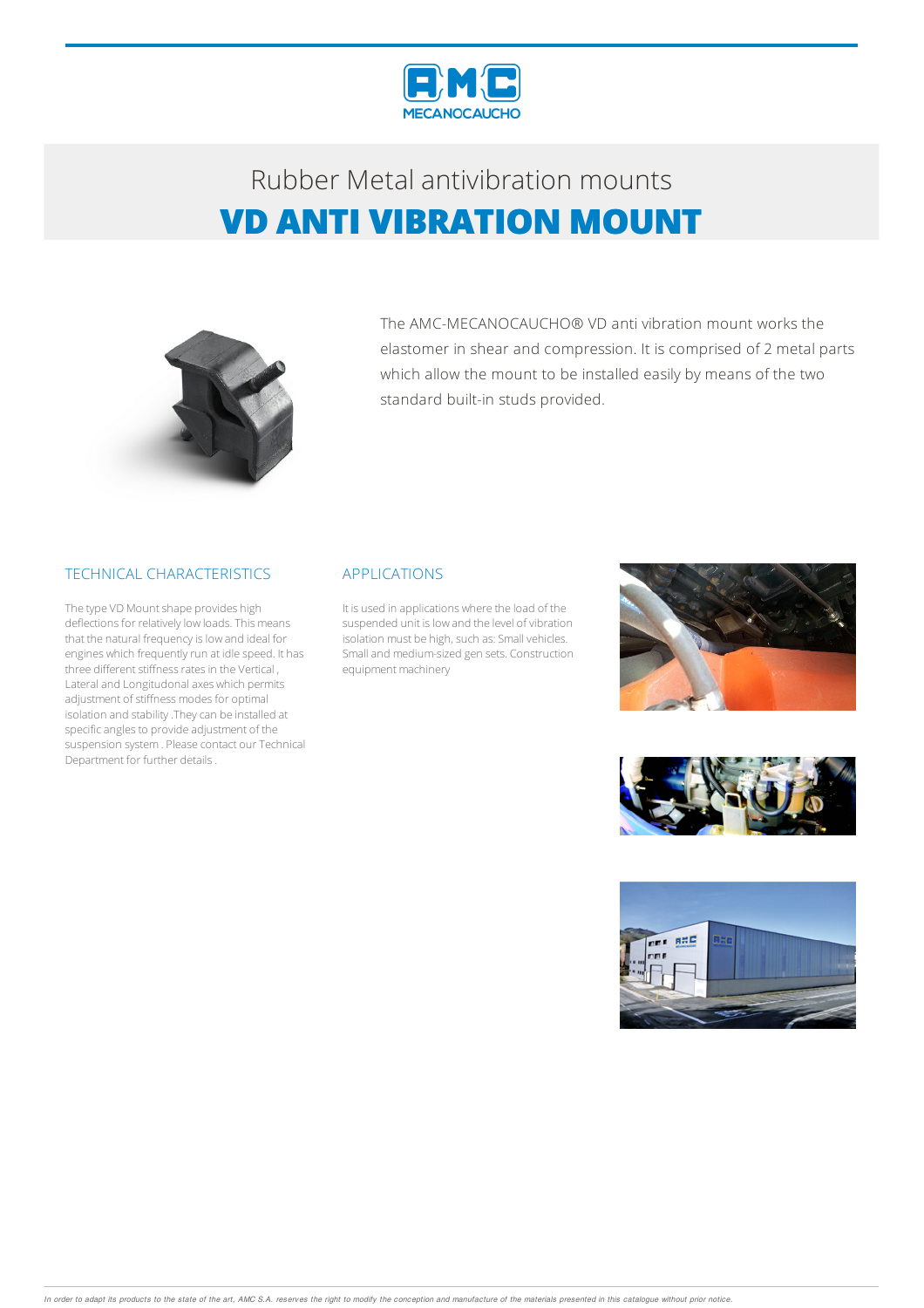# Rubber Metal antivibration mounts

## VD ANTI VIBRATION MOUNT

The AMC-MECANOCAUCHO® VD anti vibration mount works the elastomer in shear and compression. It is comprised of 2 metal parts which allow the mount to be installed easily by means of the two standard built-in studs provided.

### TECHNICAL CHARACTERISTICS

The type VD Mount shape provides high deflections for relatively low loads. This means that the natural frequency is low and ideal for engines which frequently run at idle speed. It has three different stiffness rates in the Vertical , Lateral and Longitudonal axes which permits adjustment of stiffness modes for optimal isolation and stability .They can be installed at specific angles to provide adjustment of the suspension system . Please contact our Technical Department for further details .

### APPLICATIONS

It is used in applications where the load of the suspended unit is low and the level of vibration isolation must be high, such as: Small vehicles. Small and medium-sized gen sets. Construction equipment machinery

*In order to adapt its products to the state of the art, AMC S.A. reserves the right to modify the conception and manufacture of the materials presented in this catalogue without prior notice.*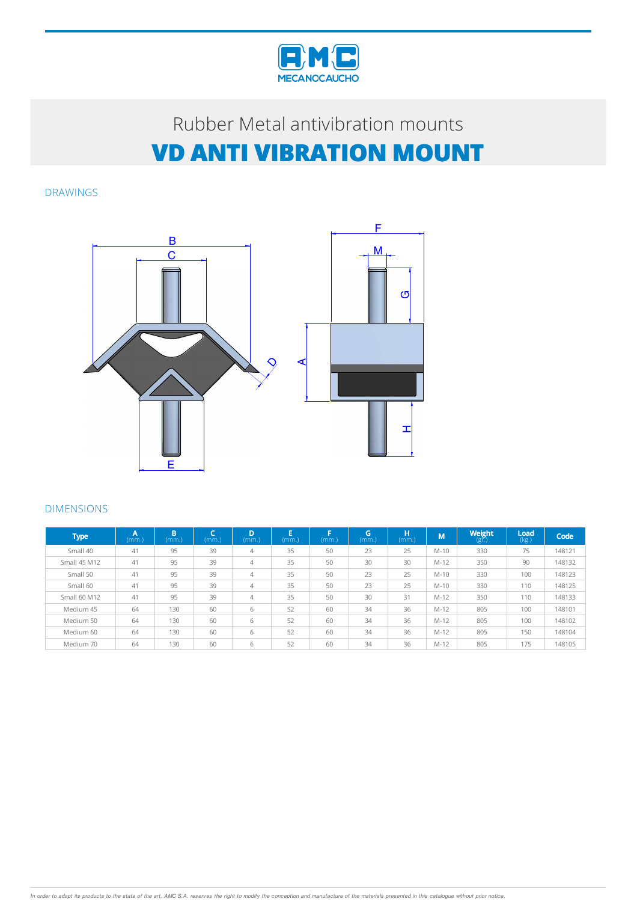Rubber Metal antivibration mounts

# VD ANTI VIBRATION MOUNT

## DRAWINGS

B
C
D
E
F
M
G
A
H

## DIMENSIONS

| Type | A (mm.) | B (mm.) | C (mm.) | D (mm.) | E (mm.) | F (mm.) | G (mm.) | H (mm.) | M | Weight (gr.) | Load (kg.) | Code |
|---|---|---|---|---|---|---|---|---|---|---|---|---|
| Small 40 | 41 | 95 | 39 | 4 | 35 | 50 | 23 | 25 | M-10 | 330 | 75 | 148121 |
| Small 45 M12 | 41 | 95 | 39 | 4 | 35 | 50 | 30 | 30 | M-12 | 350 | 90 | 148132 |
| Small 50 | 41 | 95 | 39 | 4 | 35 | 50 | 23 | 25 | M-10 | 330 | 100 | 148123 |
| Small 60 | 41 | 95 | 39 | 4 | 35 | 50 | 23 | 25 | M-10 | 330 | 110 | 148125 |
| Small 60 M12 | 41 | 95 | 39 | 4 | 35 | 50 | 30 | 31 | M-12 | 350 | 110 | 148133 |
| Medium 45 | 64 | 130 | 60 | 6 | 52 | 60 | 34 | 36 | M-12 | 805 | 100 | 148101 |
| Medium 50 | 64 | 130 | 60 | 6 | 52 | 60 | 34 | 36 | M-12 | 805 | 100 | 148102 |
| Medium 60 | 64 | 130 | 60 | 6 | 52 | 60 | 34 | 36 | M-12 | 805 | 150 | 148104 |
| Medium 70 | 64 | 130 | 60 | 6 | 52 | 60 | 34 | 36 | M-12 | 805 | 175 | 148105 |

*In order to adapt its products to the state of the art, AMC S.A. reserves the right to modify the conception and manufacture of the materials presented in this catalogue without prior notice.*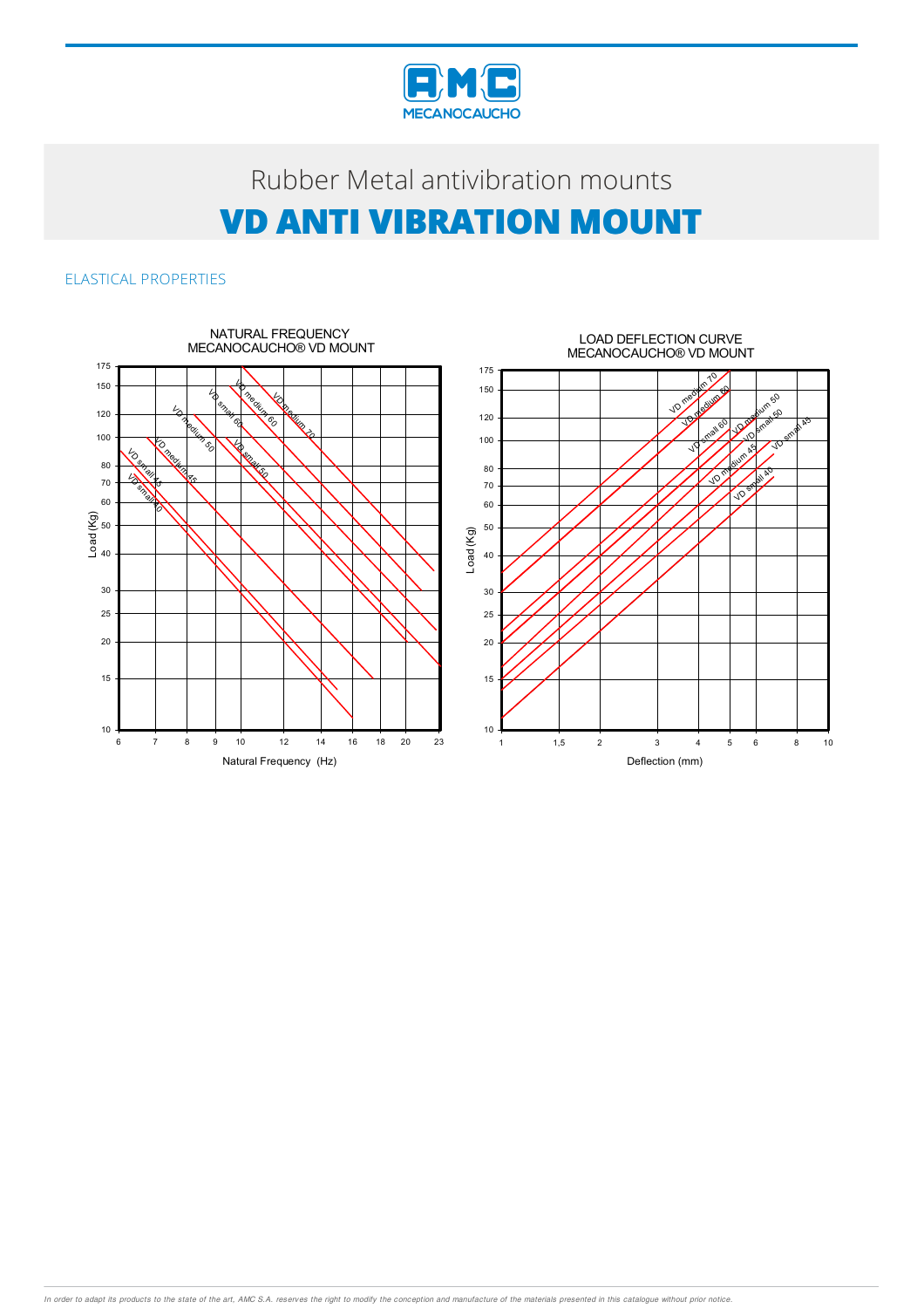# Rubber Metal antivibration mounts

# VD ANTI VIBRATION MOUNT

## ELASTICAL PROPERTIES

NATURAL FREQUENCY
MECANOCAUCHO® VD MOUNT

Load (Kg)
175
150
120
100
80
70
60
50
40
30
25
20
15
10

6 7 8 9 10 12 14 16 18 20 23

Natural Frequency (Hz)

VD small 40
VD small 45
VD medium 45
VD medium 50
VD small 50
VD small 60
VD medium 60
VD medium 70

LOAD DEFLECTION CURVE
MECANOCAUCHO® VD MOUNT

Load (Kg)
175
150
120
100
80
70
60
50
40
30
25
20
15
10

1 1,5 2 3 4 5 6 8 10

Deflection (mm)

VD medium 70
VD medium 60
VD small 60
VD medium 50
VD small 50
VD small 45
VD medium 45
VD small 40

*In order to adapt its products to the state of the art, AMC S.A. reserves the right to modify the conception and manufacture of the materials presented in this catalogue without prior notice.*